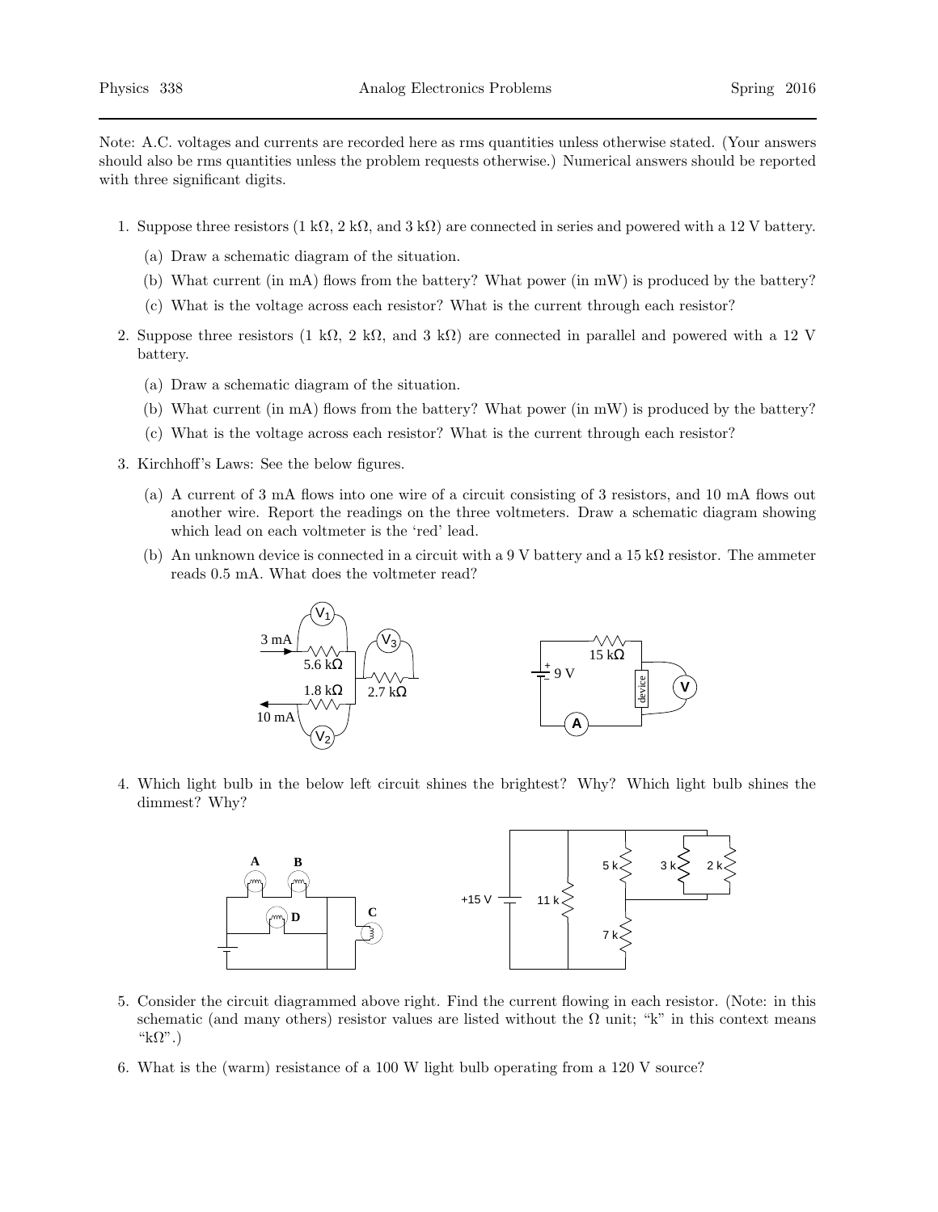Note: A.C. voltages and currents are recorded here as rms quantities unless otherwise stated. (Your answers should also be rms quantities unless the problem requests otherwise.) Numerical answers should be reported with three significant digits.

1. Suppose three resistors (1 kΩ, 2 kΩ, and 3 kΩ) are connected in series and powered with a 12 V battery.
   (a) Draw a schematic diagram of the situation.
   (b) What current (in mA) flows from the battery? What power (in mW) is produced by the battery?
   (c) What is the voltage across each resistor? What is the current through each resistor?

2. Suppose three resistors (1 kΩ, 2 kΩ, and 3 kΩ) are connected in parallel and powered with a 12 V battery.
   (a) Draw a schematic diagram of the situation.
   (b) What current (in mA) flows from the battery? What power (in mW) is produced by the battery?
   (c) What is the voltage across each resistor? What is the current through each resistor?

3. Kirchhoff's Laws: See the below figures.
   (a) A current of 3 mA flows into one wire of a circuit consisting of 3 resistors, and 10 mA flows out another wire. Report the readings on the three voltmeters. Draw a schematic diagram showing which lead on each voltmeter is the 'red' lead.
   (b) An unknown device is connected in a circuit with a 9 V battery and a 15 kΩ resistor. The ammeter reads 0.5 mA. What does the voltmeter read?

4. Which light bulb in the below left circuit shines the brightest? Why? Which light bulb shines the dimmest? Why?

5. Consider the circuit diagrammed above right. Find the current flowing in each resistor. (Note: in this schematic (and many others) resistor values are listed without the Ω unit; "k" in this context means "kΩ".)

6. What is the (warm) resistance of a 100 W light bulb operating from a 120 V source?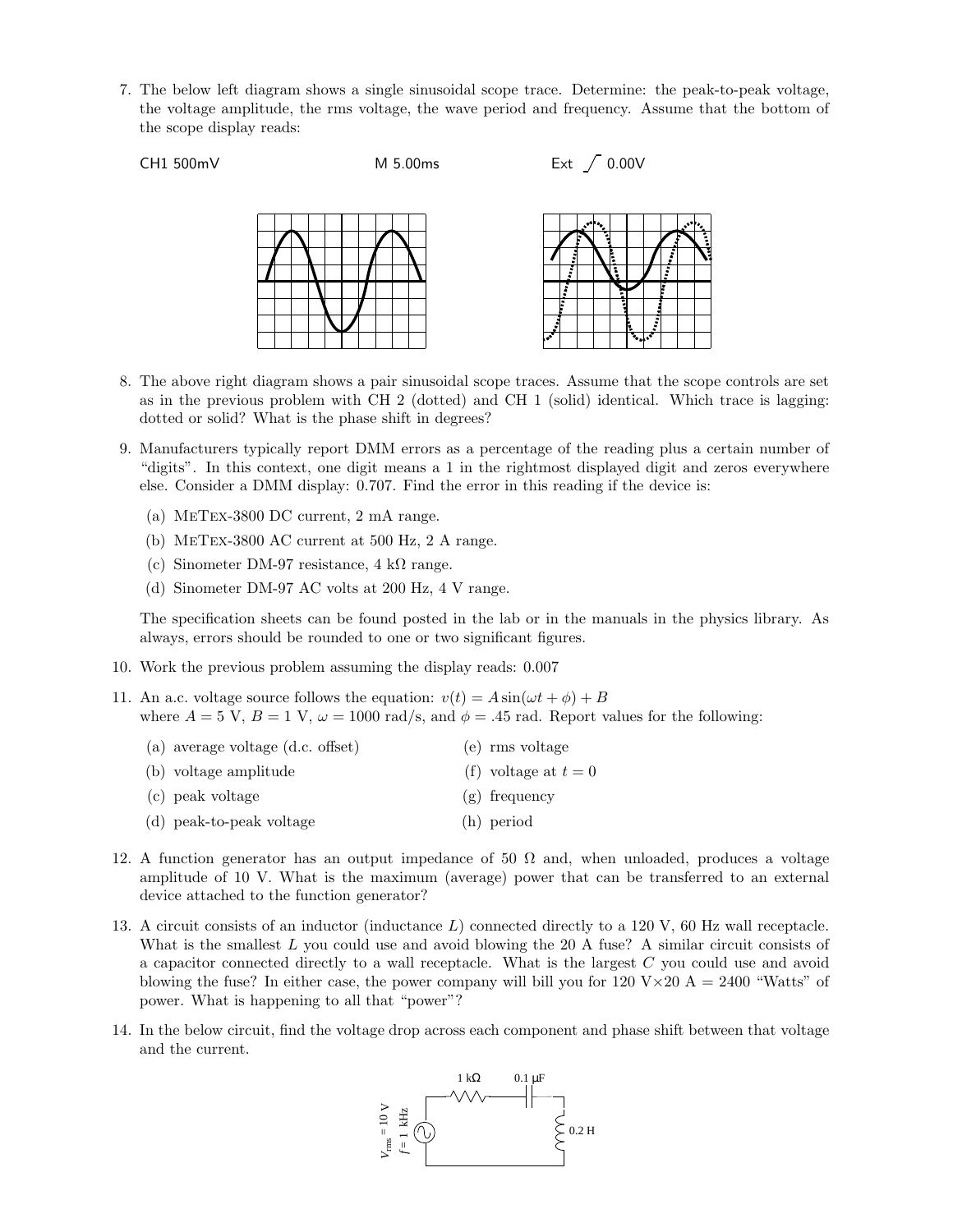7. The below left diagram shows a single sinusoidal scope trace. Determine: the peak-to-peak voltage, the voltage amplitude, the rms voltage, the wave period and frequency. Assume that the bottom of the scope display reads:

   CH1 500mV     M 5.00ms     Ext ⎰ 0.00V

8. The above right diagram shows a pair sinusoidal scope traces. Assume that the scope controls are set as in the previous problem with CH 2 (dotted) and CH 1 (solid) identical. Which trace is lagging: dotted or solid? What is the phase shift in degrees?

9. Manufacturers typically report DMM errors as a percentage of the reading plus a certain number of "digits". In this context, one digit means a 1 in the rightmost displayed digit and zeros everywhere else. Consider a DMM display: 0.707. Find the error in this reading if the device is:

   (a) MeTex-3800 DC current, 2 mA range.
   (b) MeTex-3800 AC current at 500 Hz, 2 A range.
   (c) Sinometer DM-97 resistance, 4 kΩ range.
   (d) Sinometer DM-97 AC volts at 200 Hz, 4 V range.

   The specification sheets can be found posted in the lab or in the manuals in the physics library. As always, errors should be rounded to one or two significant figures.

10. Work the previous problem assuming the display reads: 0.007

11. An a.c. voltage source follows the equation: $v(t) = A \sin(\omega t + \phi) + B$ where $A = 5$ V, $B = 1$ V, $\omega = 1000$ rad/s, and $\phi = .45$ rad. Report values for the following:

    (a) average voltage (d.c. offset)
    (b) voltage amplitude
    (c) peak voltage
    (d) peak-to-peak voltage
    (e) rms voltage
    (f) voltage at $t = 0$
    (g) frequency
    (h) period

12. A function generator has an output impedance of 50 Ω and, when unloaded, produces a voltage amplitude of 10 V. What is the maximum (average) power that can be transferred to an external device attached to the function generator?

13. A circuit consists of an inductor (inductance $L$) connected directly to a 120 V, 60 Hz wall receptacle. What is the smallest $L$ you could use and avoid blowing the 20 A fuse? A similar circuit consists of a capacitor connected directly to a wall receptacle. What is the largest $C$ you could use and avoid blowing the fuse? In either case, the power company will bill you for 120 V×20 A = 2400 "Watts" of power. What is happening to all that "power"?

14. In the below circuit, find the voltage drop across each component and phase shift between that voltage and the current.

    1 kΩ   0.1 μF   0.2 H   $V_{rms} = 10$ V   $f = 1$ kHz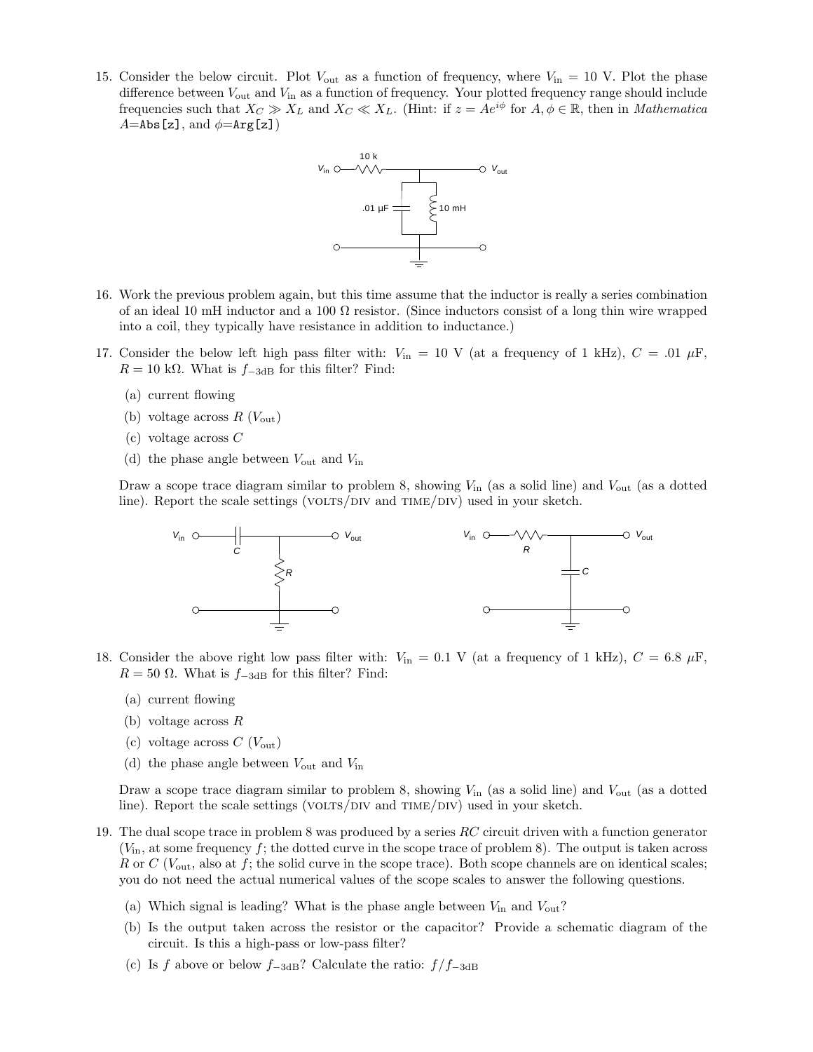15. Consider the below circuit. Plot $V_{\text{out}}$ as a function of frequency, where $V_{\text{in}} = 10$ V. Plot the phase difference between $V_{\text{out}}$ and $V_{\text{in}}$ as a function of frequency. Your plotted frequency range should include frequencies such that $X_C \gg X_L$ and $X_C \ll X_L$. (Hint: if $z = Ae^{i\phi}$ for $A, \phi \in \mathbb{R}$, then in *Mathematica* $A$=`Abs[z]`, and $\phi$=`Arg[z]`)

16. Work the previous problem again, but this time assume that the inductor is really a series combination of an ideal 10 mH inductor and a 100 Ω resistor. (Since inductors consist of a long thin wire wrapped into a coil, they typically have resistance in addition to inductance.)

17. Consider the below left high pass filter with: $V_{\text{in}} = 10$ V (at a frequency of 1 kHz), $C = .01$ $\mu$F, $R = 10$ kΩ. What is $f_{-3\text{dB}}$ for this filter? Find:

    (a) current flowing

    (b) voltage across $R$ ($V_{\text{out}}$)

    (c) voltage across $C$

    (d) the phase angle between $V_{\text{out}}$ and $V_{\text{in}}$

    Draw a scope trace diagram similar to problem 8, showing $V_{\text{in}}$ (as a solid line) and $V_{\text{out}}$ (as a dotted line). Report the scale settings (VOLTS/DIV and TIME/DIV) used in your sketch.

18. Consider the above right low pass filter with: $V_{\text{in}} = 0.1$ V (at a frequency of 1 kHz), $C = 6.8$ $\mu$F, $R = 50$ Ω. What is $f_{-3\text{dB}}$ for this filter? Find:

    (a) current flowing

    (b) voltage across $R$

    (c) voltage across $C$ ($V_{\text{out}}$)

    (d) the phase angle between $V_{\text{out}}$ and $V_{\text{in}}$

    Draw a scope trace diagram similar to problem 8, showing $V_{\text{in}}$ (as a solid line) and $V_{\text{out}}$ (as a dotted line). Report the scale settings (VOLTS/DIV and TIME/DIV) used in your sketch.

19. The dual scope trace in problem 8 was produced by a series $RC$ circuit driven with a function generator ($V_{\text{in}}$, at some frequency $f$; the dotted curve in the scope trace of problem 8). The output is taken across $R$ or $C$ ($V_{\text{out}}$, also at $f$; the solid curve in the scope trace). Both scope channels are on identical scales; you do not need the actual numerical values of the scope scales to answer the following questions.

    (a) Which signal is leading? What is the phase angle between $V_{\text{in}}$ and $V_{\text{out}}$?

    (b) Is the output taken across the resistor or the capacitor? Provide a schematic diagram of the circuit. Is this a high-pass or low-pass filter?

    (c) Is $f$ above or below $f_{-3\text{dB}}$? Calculate the ratio: $f/f_{-3\text{dB}}$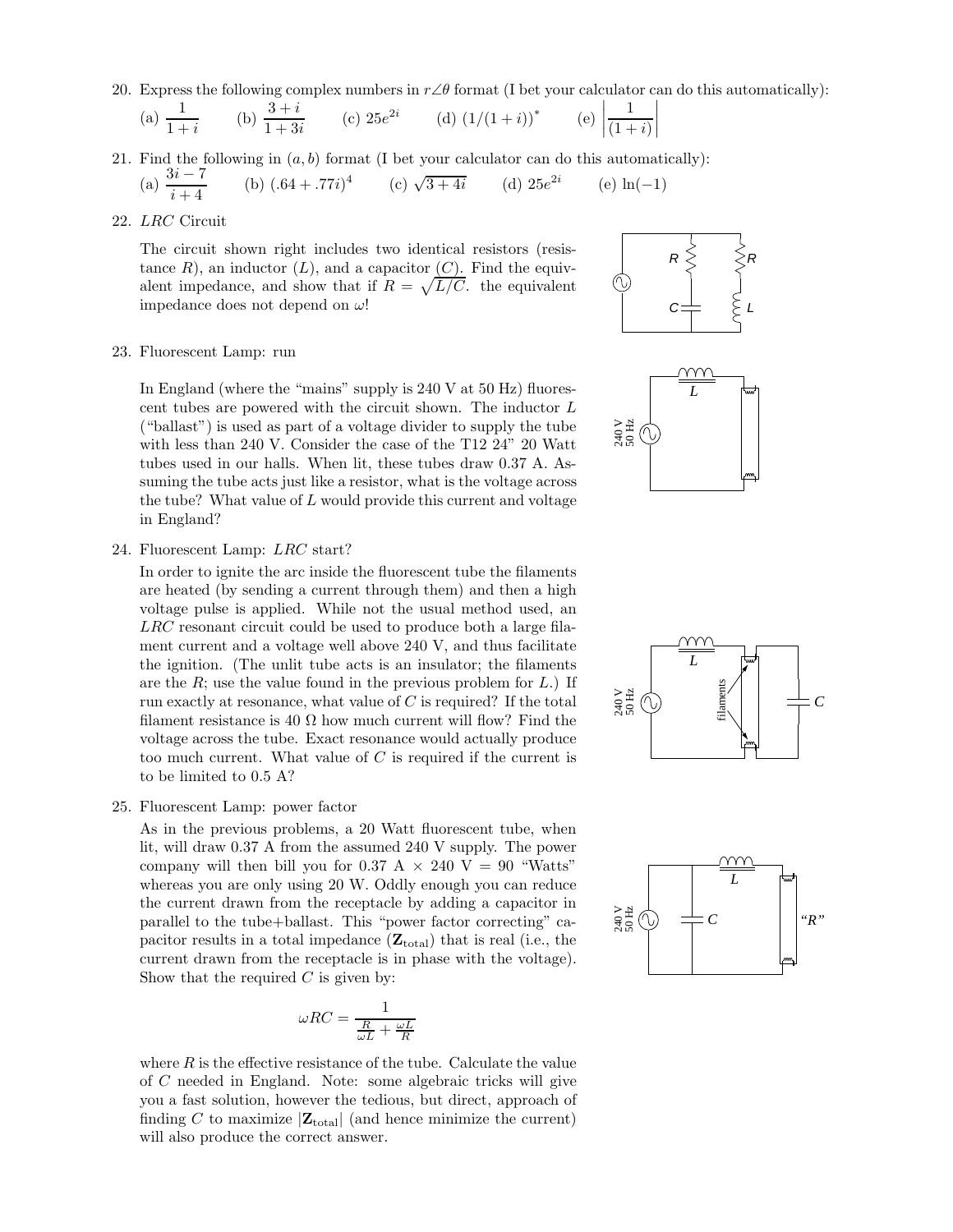20. Express the following complex numbers in $r\angle\theta$ format (I bet your calculator can do this automatically):

    (a) $\dfrac{1}{1+i}$ (b) $\dfrac{3+i}{1+3i}$ (c) $25e^{2i}$ (d) $(1/(1+i))^*$ (e) $\left|\dfrac{1}{(1+i)}\right|$

21. Find the following in $(a, b)$ format (I bet your calculator can do this automatically):

    (a) $\dfrac{3i-7}{i+4}$ (b) $(.64 + .77i)^4$ (c) $\sqrt{3+4i}$ (d) $25e^{2i}$ (e) $\ln(-1)$

22. *LRC* Circuit

    The circuit shown right includes two identical resistors (resistance $R$), an inductor ($L$), and a capacitor ($C$). Find the equivalent impedance, and show that if $R = \sqrt{L/C}$. the equivalent impedance does not depend on $\omega$!

23. Fluorescent Lamp: run

    In England (where the "mains" supply is 240 V at 50 Hz) fluorescent tubes are powered with the circuit shown. The inductor $L$ ("ballast") is used as part of a voltage divider to supply the tube with less than 240 V. Consider the case of the T12 24" 20 Watt tubes used in our halls. When lit, these tubes draw 0.37 A. Assuming the tube acts just like a resistor, what is the voltage across the tube? What value of $L$ would provide this current and voltage in England?

24. Fluorescent Lamp: *LRC* start?

    In order to ignite the arc inside the fluorescent tube the filaments are heated (by sending a current through them) and then a high voltage pulse is applied. While not the usual method used, an *LRC* resonant circuit could be used to produce both a large filament current and a voltage well above 240 V, and thus facilitate the ignition. (The unlit tube acts is an insulator; the filaments are the $R$; use the value found in the previous problem for $L$.) If run exactly at resonance, what value of $C$ is required? If the total filament resistance is 40 Ω how much current will flow? Find the voltage across the tube. Exact resonance would actually produce too much current. What value of $C$ is required if the current is to be limited to 0.5 A?

25. Fluorescent Lamp: power factor

    As in the previous problems, a 20 Watt fluorescent tube, when lit, will draw 0.37 A from the assumed 240 V supply. The power company will then bill you for 0.37 A × 240 V = 90 "Watts" whereas you are only using 20 W. Oddly enough you can reduce the current drawn from the receptacle by adding a capacitor in parallel to the tube+ballast. This "power factor correcting" capacitor results in a total impedance ($\mathbf{Z}_{\text{total}}$) that is real (i.e., the current drawn from the receptacle is in phase with the voltage). Show that the required $C$ is given by:

    $$\omega RC = \frac{1}{\frac{R}{\omega L} + \frac{\omega L}{R}}$$

    where $R$ is the effective resistance of the tube. Calculate the value of $C$ needed in England. Note: some algebraic tricks will give you a fast solution, however the tedious, but direct, approach of finding $C$ to maximize $|\mathbf{Z}_{\text{total}}|$ (and hence minimize the current) will also produce the correct answer.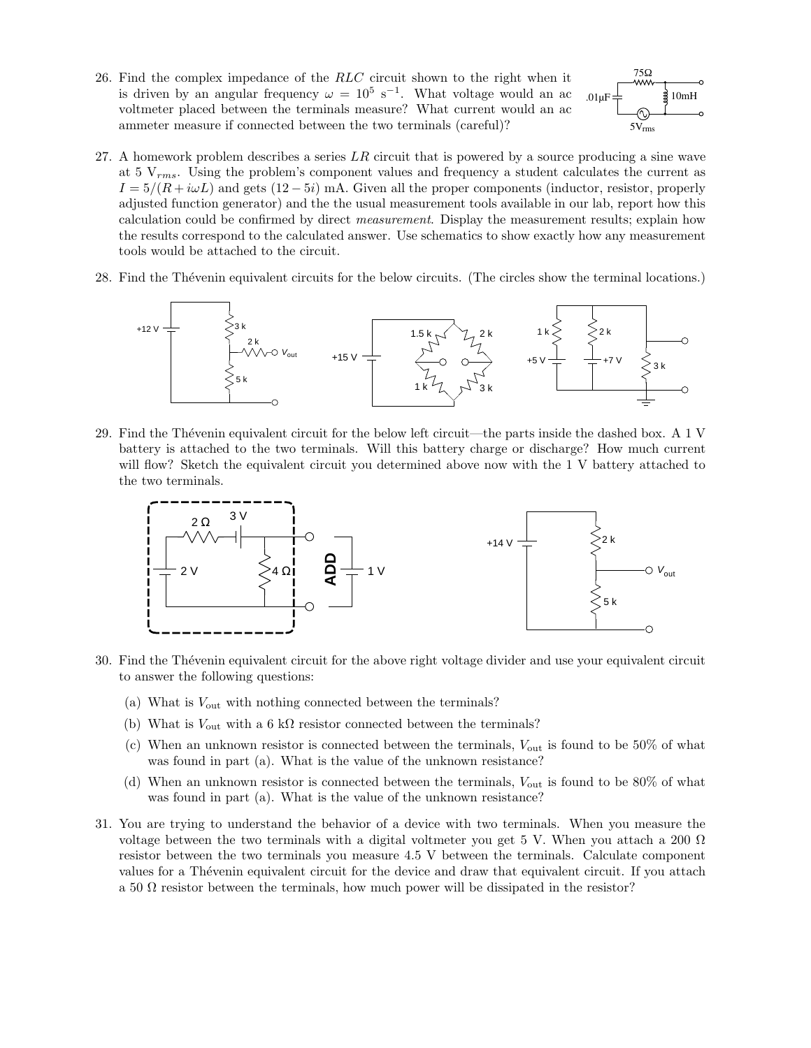26. Find the complex impedance of the $RLC$ circuit shown to the right when it is driven by an angular frequency $\omega = 10^5\ \mathrm{s}^{-1}$. What voltage would an ac voltmeter placed between the terminals measure? What current would an ac ammeter measure if connected between the two terminals (careful)?

27. A homework problem describes a series $LR$ circuit that is powered by a source producing a sine wave at 5 $\mathrm{V}_{rms}$. Using the problem's component values and frequency a student calculates the current as $I = 5/(R + i\omega L)$ and gets $(12 - 5i)$ mA. Given all the proper components (inductor, resistor, properly adjusted function generator) and the the usual measurement tools available in our lab, report how this calculation could be confirmed by direct *measurement*. Display the measurement results; explain how the results correspond to the calculated answer. Use schematics to show exactly how any measurement tools would be attached to the circuit.

28. Find the Thévenin equivalent circuits for the below circuits. (The circles show the terminal locations.)

29. Find the Thévenin equivalent circuit for the below left circuit—the parts inside the dashed box. A 1 V battery is attached to the two terminals. Will this battery charge or discharge? How much current will flow? Sketch the equivalent circuit you determined above now with the 1 V battery attached to the two terminals.

30. Find the Thévenin equivalent circuit for the above right voltage divider and use your equivalent circuit to answer the following questions:

    (a) What is $V_{\mathrm{out}}$ with nothing connected between the terminals?

    (b) What is $V_{\mathrm{out}}$ with a 6 kΩ resistor connected between the terminals?

    (c) When an unknown resistor is connected between the terminals, $V_{\mathrm{out}}$ is found to be 50% of what was found in part (a). What is the value of the unknown resistance?

    (d) When an unknown resistor is connected between the terminals, $V_{\mathrm{out}}$ is found to be 80% of what was found in part (a). What is the value of the unknown resistance?

31. You are trying to understand the behavior of a device with two terminals. When you measure the voltage between the two terminals with a digital voltmeter you get 5 V. When you attach a 200 Ω resistor between the two terminals you measure 4.5 V between the terminals. Calculate component values for a Thévenin equivalent circuit for the device and draw that equivalent circuit. If you attach a 50 Ω resistor between the terminals, how much power will be dissipated in the resistor?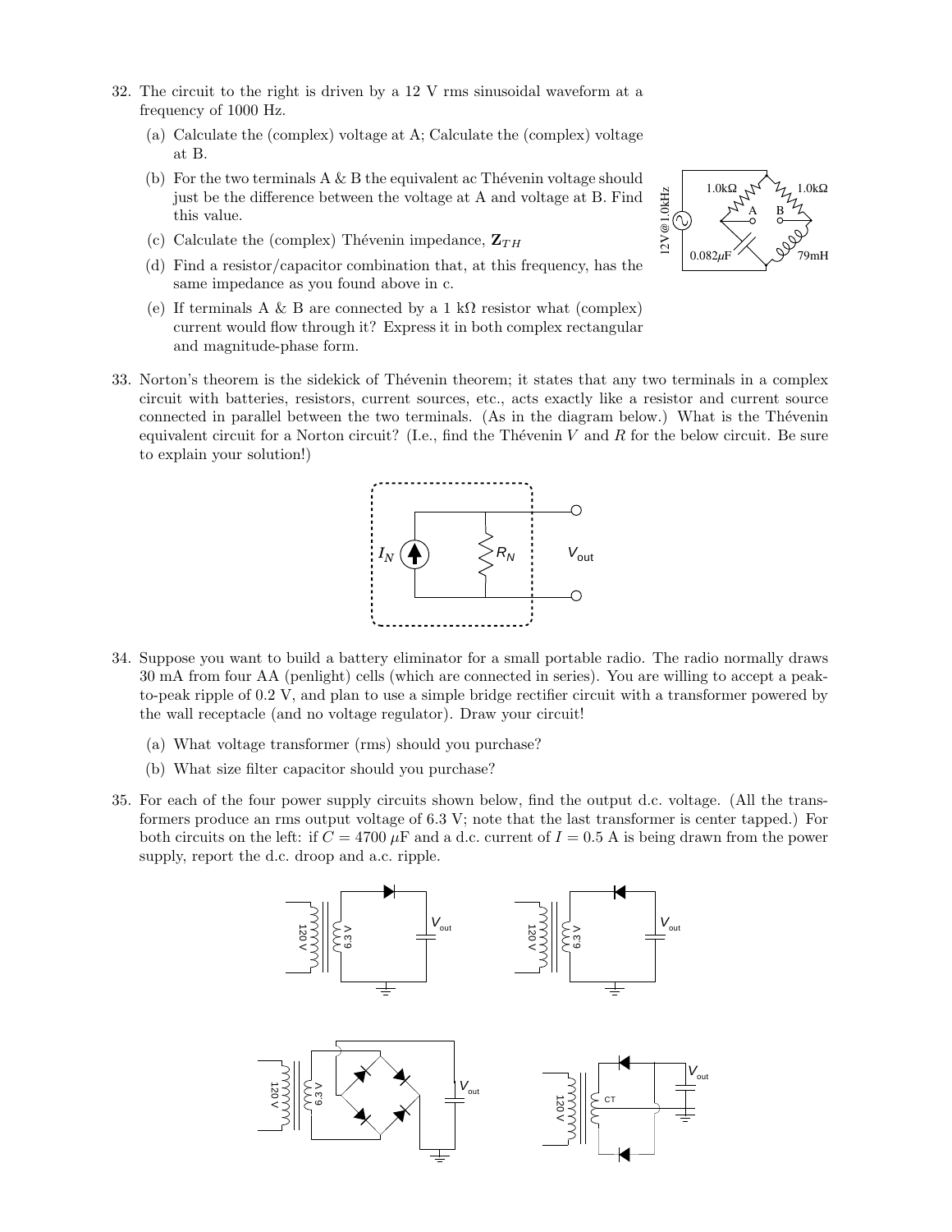32. The circuit to the right is driven by a 12 V rms sinusoidal waveform at a frequency of 1000 Hz.

    (a) Calculate the (complex) voltage at A; Calculate the (complex) voltage at B.

    (b) For the two terminals A & B the equivalent ac Thévenin voltage should just be the difference between the voltage at A and voltage at B. Find this value.

    (c) Calculate the (complex) Thévenin impedance, $\mathbf{Z}_{TH}$

    (d) Find a resistor/capacitor combination that, at this frequency, has the same impedance as you found above in c.

    (e) If terminals A & B are connected by a 1 k$\Omega$ resistor what (complex) current would flow through it? Express it in both complex rectangular and magnitude-phase form.

33. Norton's theorem is the sidekick of Thévenin theorem; it states that any two terminals in a complex circuit with batteries, resistors, current sources, etc., acts exactly like a resistor and current source connected in parallel between the two terminals. (As in the diagram below.) What is the Thévenin equivalent circuit for a Norton circuit? (I.e., find the Thévenin $V$ and $R$ for the below circuit. Be sure to explain your solution!)

34. Suppose you want to build a battery eliminator for a small portable radio. The radio normally draws 30 mA from four AA (penlight) cells (which are connected in series). You are willing to accept a peak-to-peak ripple of 0.2 V, and plan to use a simple bridge rectifier circuit with a transformer powered by the wall receptacle (and no voltage regulator). Draw your circuit!

    (a) What voltage transformer (rms) should you purchase?

    (b) What size filter capacitor should you purchase?

35. For each of the four power supply circuits shown below, find the output d.c. voltage. (All the transformers produce an rms output voltage of 6.3 V; note that the last transformer is center tapped.) For both circuits on the left: if $C = 4700\ \mu$F and a d.c. current of $I = 0.5$ A is being drawn from the power supply, report the d.c. droop and a.c. ripple.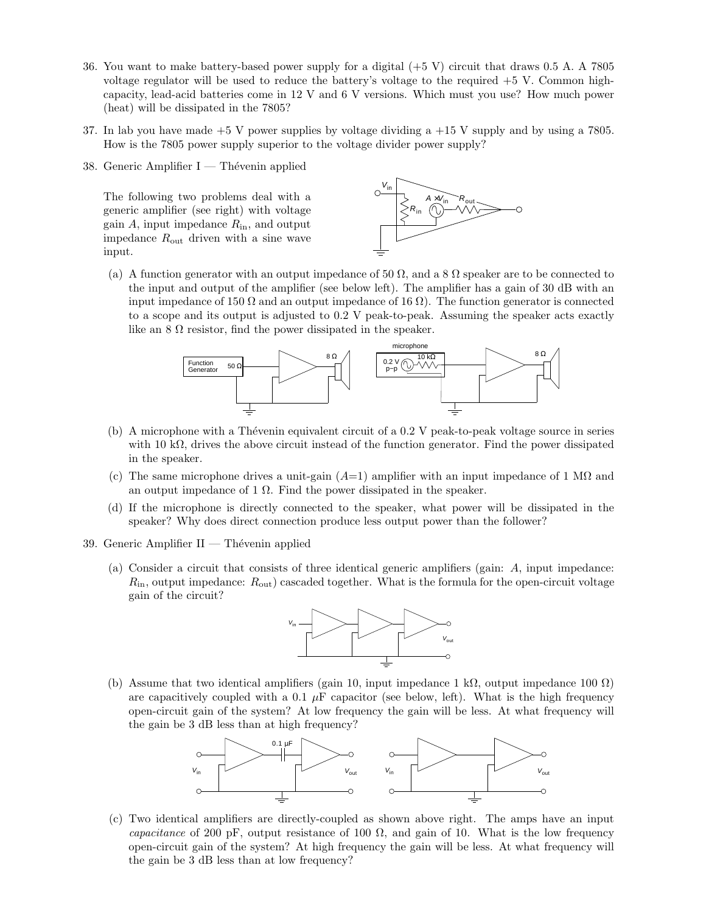36. You want to make battery-based power supply for a digital (+5 V) circuit that draws 0.5 A. A 7805 voltage regulator will be used to reduce the battery's voltage to the required +5 V. Common high-capacity, lead-acid batteries come in 12 V and 6 V versions. Which must you use? How much power (heat) will be dissipated in the 7805?

37. In lab you have made +5 V power supplies by voltage dividing a +15 V supply and by using a 7805. How is the 7805 power supply superior to the voltage divider power supply?

38. Generic Amplifier I — Thévenin applied

    The following two problems deal with a generic amplifier (see right) with voltage gain $A$, input impedance $R_{\text{in}}$, and output impedance $R_{\text{out}}$ driven with a sine wave input.

    (a) A function generator with an output impedance of 50 Ω, and a 8 Ω speaker are to be connected to the input and output of the amplifier (see below left). The amplifier has a gain of 30 dB with an input impedance of 150 Ω and an output impedance of 16 Ω). The function generator is connected to a scope and its output is adjusted to 0.2 V peak-to-peak. Assuming the speaker acts exactly like an 8 Ω resistor, find the power dissipated in the speaker.

    (b) A microphone with a Thévenin equivalent circuit of a 0.2 V peak-to-peak voltage source in series with 10 kΩ, drives the above circuit instead of the function generator. Find the power dissipated in the speaker.

    (c) The same microphone drives a unit-gain ($A$=1) amplifier with an input impedance of 1 MΩ and an output impedance of 1 Ω. Find the power dissipated in the speaker.

    (d) If the microphone is directly connected to the speaker, what power will be dissipated in the speaker? Why does direct connection produce less output power than the follower?

39. Generic Amplifier II — Thévenin applied

    (a) Consider a circuit that consists of three identical generic amplifiers (gain: $A$, input impedance: $R_{\text{in}}$, output impedance: $R_{\text{out}}$) cascaded together. What is the formula for the open-circuit voltage gain of the circuit?

    (b) Assume that two identical amplifiers (gain 10, input impedance 1 kΩ, output impedance 100 Ω) are capacitively coupled with a 0.1 μF capacitor (see below, left). What is the high frequency open-circuit gain of the system? At low frequency the gain will be less. At what frequency will the gain be 3 dB less than at high frequency?

    (c) Two identical amplifiers are directly-coupled as shown above right. The amps have an input *capacitance* of 200 pF, output resistance of 100 Ω, and gain of 10. What is the low frequency open-circuit gain of the system? At high frequency the gain will be less. At what frequency will the gain be 3 dB less than at low frequency?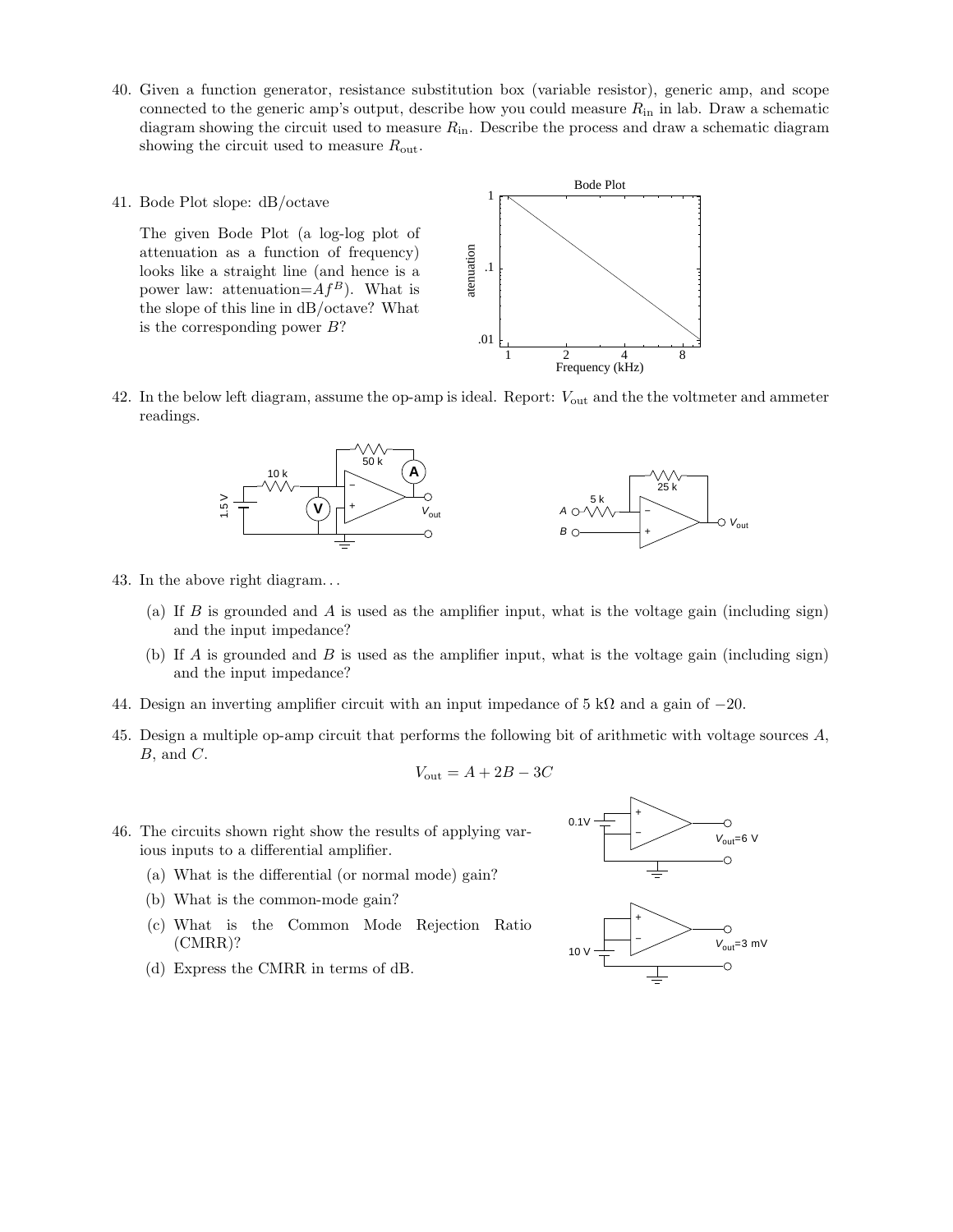40. Given a function generator, resistance substitution box (variable resistor), generic amp, and scope connected to the generic amp's output, describe how you could measure $R_{\rm in}$ in lab. Draw a schematic diagram showing the circuit used to measure $R_{\rm in}$. Describe the process and draw a schematic diagram showing the circuit used to measure $R_{\rm out}$.

41. Bode Plot slope: dB/octave

    The given Bode Plot (a log-log plot of attenuation as a function of frequency) looks like a straight line (and hence is a power law: attenuation=$Af^B$). What is the slope of this line in dB/octave? What is the corresponding power $B$?

42. In the below left diagram, assume the op-amp is ideal. Report: $V_{\rm out}$ and the the voltmeter and ammeter readings.

43. In the above right diagram...

    (a) If $B$ is grounded and $A$ is used as the amplifier input, what is the voltage gain (including sign) and the input impedance?

    (b) If $A$ is grounded and $B$ is used as the amplifier input, what is the voltage gain (including sign) and the input impedance?

44. Design an inverting amplifier circuit with an input impedance of 5 kΩ and a gain of −20.

45. Design a multiple op-amp circuit that performs the following bit of arithmetic with voltage sources $A$, $B$, and $C$.

$$V_{\rm out} = A + 2B - 3C$$

46. The circuits shown right show the results of applying various inputs to a differential amplifier.

    (a) What is the differential (or normal mode) gain?

    (b) What is the common-mode gain?

    (c) What is the Common Mode Rejection Ratio (CMRR)?

    (d) Express the CMRR in terms of dB.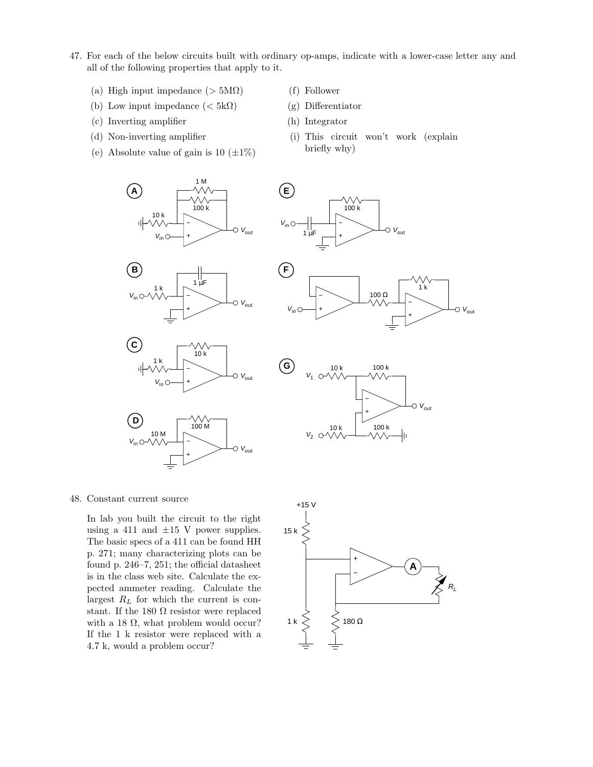47. For each of the below circuits built with ordinary op-amps, indicate with a lower-case letter any and all of the following properties that apply to it.

   (a) High input impedance ($> 5\text{M}\Omega$)
   (b) Low input impedance ($< 5\text{k}\Omega$)
   (c) Inverting amplifier
   (d) Non-inverting amplifier
   (e) Absolute value of gain is 10 ($\pm 1\%$)
   (f) Follower
   (g) Differentiator
   (h) Integrator
   (i) This circuit won't work (explain briefly why)

48. Constant current source

   In lab you built the circuit to the right using a 411 and $\pm 15$ V power supplies. The basic specs of a 411 can be found HH p. 271; many characterizing plots can be found p. 246–7, 251; the official datasheet is in the class web site. Calculate the expected ammeter reading. Calculate the largest $R_L$ for which the current is constant. If the 180 $\Omega$ resistor were replaced with a 18 $\Omega$, what problem would occur? If the 1 k resistor were replaced with a 4.7 k, would a problem occur?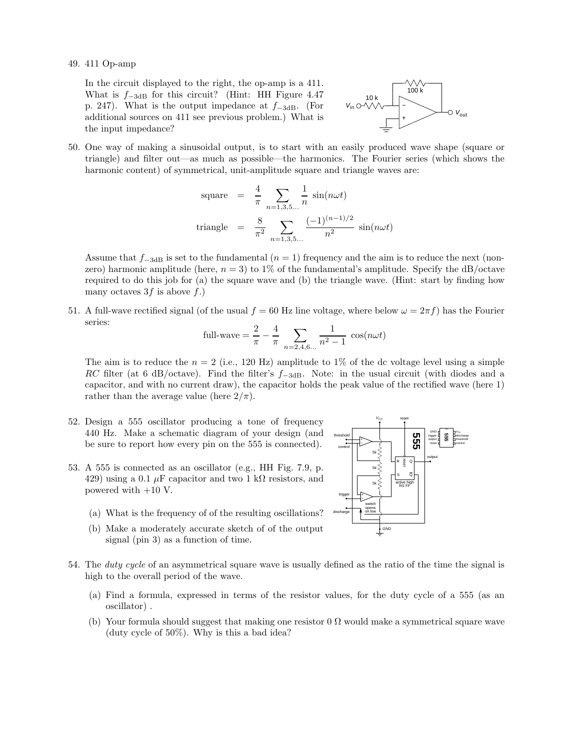49. 411 Op-amp

    In the circuit displayed to the right, the op-amp is a 411. What is $f_{-3\text{dB}}$ for this circuit? (Hint: HH Figure 4.47 p. 247). What is the output impedance at $f_{-3\text{dB}}$. (For additional sources on 411 see previous problem.) What is the input impedance?

50. One way of making a sinusoidal output, is to start with an easily produced wave shape (square or triangle) and filter out—as much as possible—the harmonics. The Fourier series (which shows the harmonic content) of symmetrical, unit-amplitude square and triangle waves are:

$$\text{square} = \frac{4}{\pi} \sum_{n=1,3,5\ldots} \frac{1}{n} \sin(n\omega t)$$

$$\text{triangle} = \frac{8}{\pi^2} \sum_{n=1,3,5\ldots} \frac{(-1)^{(n-1)/2}}{n^2} \sin(n\omega t)$$

Assume that $f_{-3\text{dB}}$ is set to the fundamental ($n = 1$) frequency and the aim is to reduce the next (non-zero) harmonic amplitude (here, $n = 3$) to 1% of the fundamental's amplitude. Specify the dB/octave required to do this job for (a) the square wave and (b) the triangle wave. (Hint: start by finding how many octaves $3f$ is above $f$.)

51. A full-wave rectified signal (of the usual $f = 60$ Hz line voltage, where below $\omega = 2\pi f$) has the Fourier series:

$$\text{full-wave} = \frac{2}{\pi} - \frac{4}{\pi} \sum_{n=2,4,6\ldots} \frac{1}{n^2 - 1} \cos(n\omega t)$$

The aim is to reduce the $n = 2$ (i.e., 120 Hz) amplitude to 1% of the dc voltage level using a simple $RC$ filter (at 6 dB/octave). Find the filter's $f_{-3\text{dB}}$. Note: in the usual circuit (with diodes and a capacitor, and with no current draw), the capacitor holds the peak value of the rectified wave (here 1) rather than the average value (here $2/\pi$).

52. Design a 555 oscillator producing a tone of frequency 440 Hz. Make a schematic diagram of your design (and be sure to report how every pin on the 555 is connected).

53. A 555 is connected as an oscillator (e.g., HH Fig. 7.9, p. 429) using a 0.1 $\mu$F capacitor and two 1 k$\Omega$ resistors, and powered with +10 V.

    (a) What is the frequency of of the resulting oscillations?

    (b) Make a moderately accurate sketch of of the output signal (pin 3) as a function of time.

54. The *duty cycle* of an asymmetrical square wave is usually defined as the ratio of the time the signal is high to the overall period of the wave.

    (a) Find a formula, expressed in terms of the resistor values, for the duty cycle of a 555 (as an oscillator) .

    (b) Your formula should suggest that making one resistor 0 $\Omega$ would make a symmetrical square wave (duty cycle of 50%). Why is this a bad idea?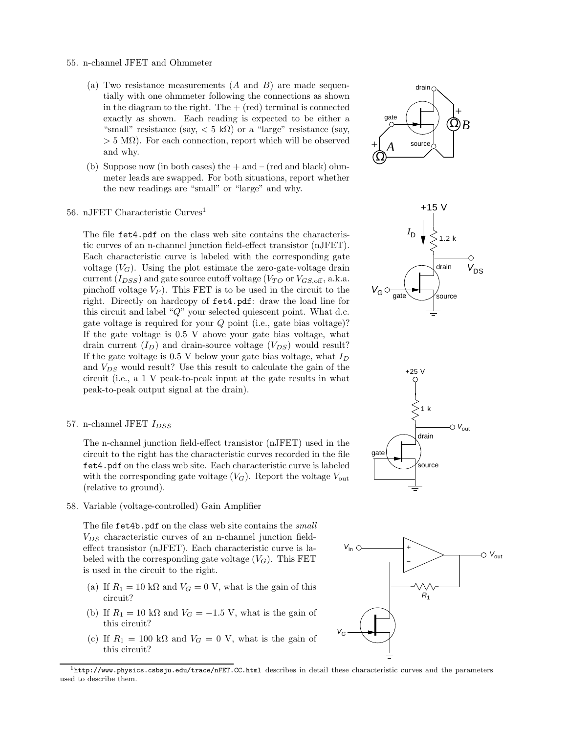55. n-channel JFET and Ohmmeter

   (a) Two resistance measurements ($A$ and $B$) are made sequentially with one ohmmeter following the connections as shown in the diagram to the right. The + (red) terminal is connected exactly as shown. Each reading is expected to be either a "small" resistance (say, $< 5$ k$\Omega$) or a "large" resistance (say, $> 5$ M$\Omega$). For each connection, report which will be observed and why.

   (b) Suppose now (in both cases) the + and – (red and black) ohmmeter leads are swapped. For both situations, report whether the new readings are "small" or "large" and why.

56. nJFET Characteristic Curves[1]

   The file `fet4.pdf` on the class web site contains the characteristic curves of an n-channel junction field-effect transistor (nJFET). Each characteristic curve is labeled with the corresponding gate voltage ($V_G$). Using the plot estimate the zero-gate-voltage drain current ($I_{DSS}$) and gate source cutoff voltage ($V_{TO}$ or $V_{GS,\text{off}}$, a.k.a. pinchoff voltage $V_P$). This FET is to be used in the circuit to the right. Directly on hardcopy of `fet4.pdf`: draw the load line for this circuit and label "$Q$" your selected quiescent point. What d.c. gate voltage is required for your $Q$ point (i.e., gate bias voltage)? If the gate voltage is 0.5 V above your gate bias voltage, what drain current ($I_D$) and drain-source voltage ($V_{DS}$) would result? If the gate voltage is 0.5 V below your gate bias voltage, what $I_D$ and $V_{DS}$ would result? Use this result to calculate the gain of the circuit (i.e., a 1 V peak-to-peak input at the gate results in what peak-to-peak output signal at the drain).

57. n-channel JFET $I_{DSS}$

   The n-channel junction field-effect transistor (nJFET) used in the circuit to the right has the characteristic curves recorded in the file `fet4.pdf` on the class web site. Each characteristic curve is labeled with the corresponding gate voltage ($V_G$). Report the voltage $V_{\text{out}}$ (relative to ground).

58. Variable (voltage-controlled) Gain Amplifier

   The file `fet4b.pdf` on the class web site contains the *small* $V_{DS}$ characteristic curves of an n-channel junction field-effect transistor (nJFET). Each characteristic curve is labeled with the corresponding gate voltage ($V_G$). This FET is used in the circuit to the right.

   (a) If $R_1 = 10$ k$\Omega$ and $V_G = 0$ V, what is the gain of this circuit?

   (b) If $R_1 = 10$ k$\Omega$ and $V_G = -1.5$ V, what is the gain of this circuit?

   (c) If $R_1 = 100$ k$\Omega$ and $V_G = 0$ V, what is the gain of this circuit?

[1] `http://www.physics.csbsju.edu/trace/nFET.CC.html` describes in detail these characteristic curves and the parameters used to describe them.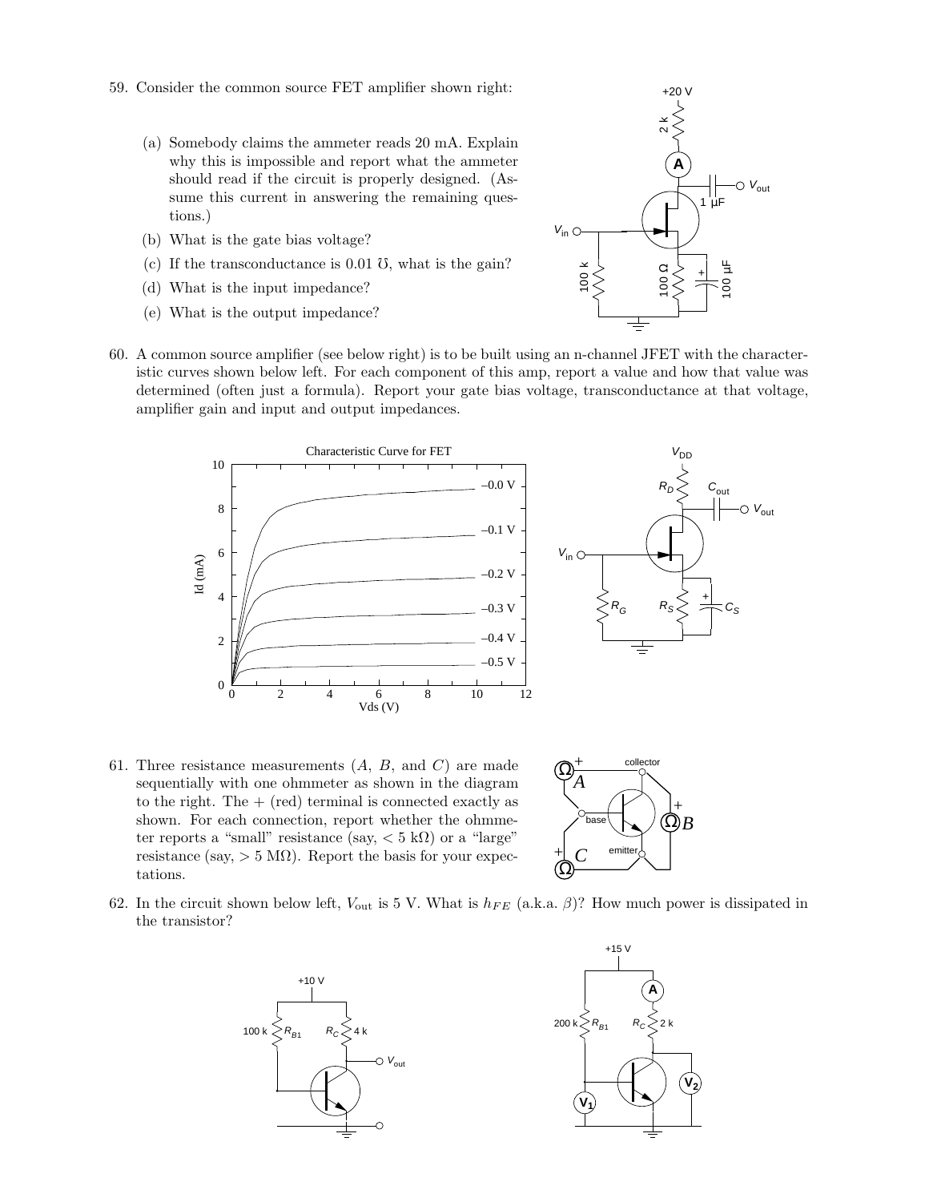59. Consider the common source FET amplifier shown right:

    (a) Somebody claims the ammeter reads 20 mA. Explain why this is impossible and report what the ammeter should read if the circuit is properly designed. (Assume this current in answering the remaining questions.)

    (b) What is the gate bias voltage?

    (c) If the transconductance is 0.01 ℧, what is the gain?

    (d) What is the input impedance?

    (e) What is the output impedance?

60. A common source amplifier (see below right) is to be built using an n-channel JFET with the characteristic curves shown below left. For each component of this amp, report a value and how that value was determined (often just a formula). Report your gate bias voltage, transconductance at that voltage, amplifier gain and input and output impedances.

61. Three resistance measurements ($A$, $B$, and $C$) are made sequentially with one ohmmeter as shown in the diagram to the right. The + (red) terminal is connected exactly as shown. For each connection, report whether the ohmmeter reports a "small" resistance (say, $< 5$ kΩ) or a "large" resistance (say, $> 5$ MΩ). Report the basis for your expectations.

62. In the circuit shown below left, $V_{\text{out}}$ is 5 V. What is $h_{FE}$ (a.k.a. $\beta$)? How much power is dissipated in the transistor?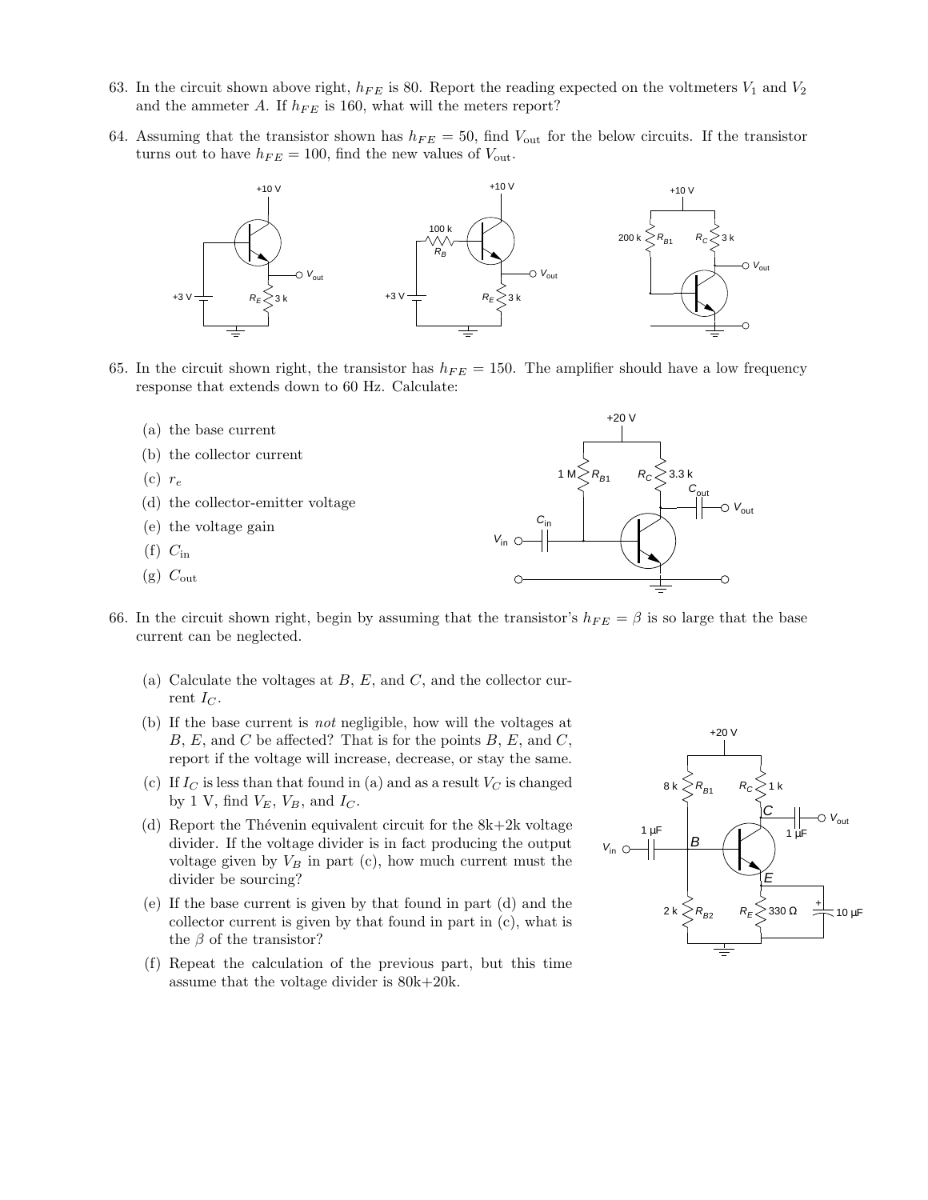63. In the circuit shown above right, $h_{FE}$ is 80. Report the reading expected on the voltmeters $V_1$ and $V_2$ and the ammeter $A$. If $h_{FE}$ is 160, what will the meters report?

64. Assuming that the transistor shown has $h_{FE} = 50$, find $V_{\text{out}}$ for the below circuits. If the transistor turns out to have $h_{FE} = 100$, find the new values of $V_{\text{out}}$.

65. In the circuit shown right, the transistor has $h_{FE} = 150$. The amplifier should have a low frequency response that extends down to 60 Hz. Calculate:

   (a) the base current

   (b) the collector current

   (c) $r_e$

   (d) the collector-emitter voltage

   (e) the voltage gain

   (f) $C_{\text{in}}$

   (g) $C_{\text{out}}$

66. In the circuit shown right, begin by assuming that the transistor's $h_{FE} = \beta$ is so large that the base current can be neglected.

   (a) Calculate the voltages at $B$, $E$, and $C$, and the collector current $I_C$.

   (b) If the base current is *not* negligible, how will the voltages at $B$, $E$, and $C$ be affected? That is for the points $B$, $E$, and $C$, report if the voltage will increase, decrease, or stay the same.

   (c) If $I_C$ is less than that found in (a) and as a result $V_C$ is changed by 1 V, find $V_E$, $V_B$, and $I_C$.

   (d) Report the Thévenin equivalent circuit for the 8k+2k voltage divider. If the voltage divider is in fact producing the output voltage given by $V_B$ in part (c), how much current must the divider be sourcing?

   (e) If the base current is given by that found in part (d) and the collector current is given by that found in part in (c), what is the $\beta$ of the transistor?

   (f) Repeat the calculation of the previous part, but this time assume that the voltage divider is 80k+20k.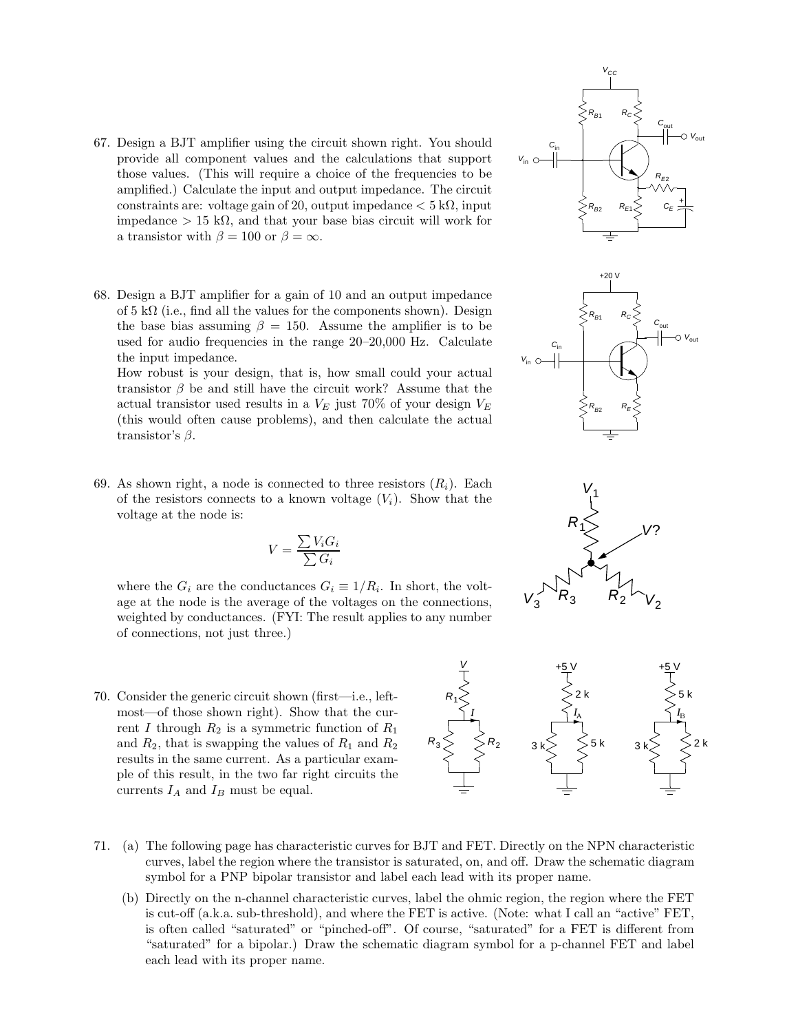67. Design a BJT amplifier using the circuit shown right. You should provide all component values and the calculations that support those values. (This will require a choice of the frequencies to be amplified.) Calculate the input and output impedance. The circuit constraints are: voltage gain of 20, output impedance $< 5$ k$\Omega$, input impedance $> 15$ k$\Omega$, and that your base bias circuit will work for a transistor with $\beta = 100$ or $\beta = \infty$.

68. Design a BJT amplifier for a gain of 10 and an output impedance of 5 k$\Omega$ (i.e., find all the values for the components shown). Design the base bias assuming $\beta = 150$. Assume the amplifier is to be used for audio frequencies in the range 20–20,000 Hz. Calculate the input impedance.

    How robust is your design, that is, how small could your actual transistor $\beta$ be and still have the circuit work? Assume that the actual transistor used results in a $V_E$ just 70% of your design $V_E$ (this would often cause problems), and then calculate the actual transistor's $\beta$.

69. As shown right, a node is connected to three resistors ($R_i$). Each of the resistors connects to a known voltage ($V_i$). Show that the voltage at the node is:

$$V = \frac{\sum V_i G_i}{\sum G_i}$$

where the $G_i$ are the conductances $G_i \equiv 1/R_i$. In short, the voltage at the node is the average of the voltages on the connections, weighted by conductances. (FYI: The result applies to any number of connections, not just three.)

70. Consider the generic circuit shown (first—i.e., leftmost—of those shown right). Show that the current $I$ through $R_2$ is a symmetric function of $R_1$ and $R_2$, that is swapping the values of $R_1$ and $R_2$ results in the same current. As a particular example of this result, in the two far right circuits the currents $I_A$ and $I_B$ must be equal.

71. (a) The following page has characteristic curves for BJT and FET. Directly on the NPN characteristic curves, label the region where the transistor is saturated, on, and off. Draw the schematic diagram symbol for a PNP bipolar transistor and label each lead with its proper name.

    (b) Directly on the n-channel characteristic curves, label the ohmic region, the region where the FET is cut-off (a.k.a. sub-threshold), and where the FET is active. (Note: what I call an "active" FET, is often called "saturated" or "pinched-off". Of course, "saturated" for a FET is different from "saturated" for a bipolar.) Draw the schematic diagram symbol for a p-channel FET and label each lead with its proper name.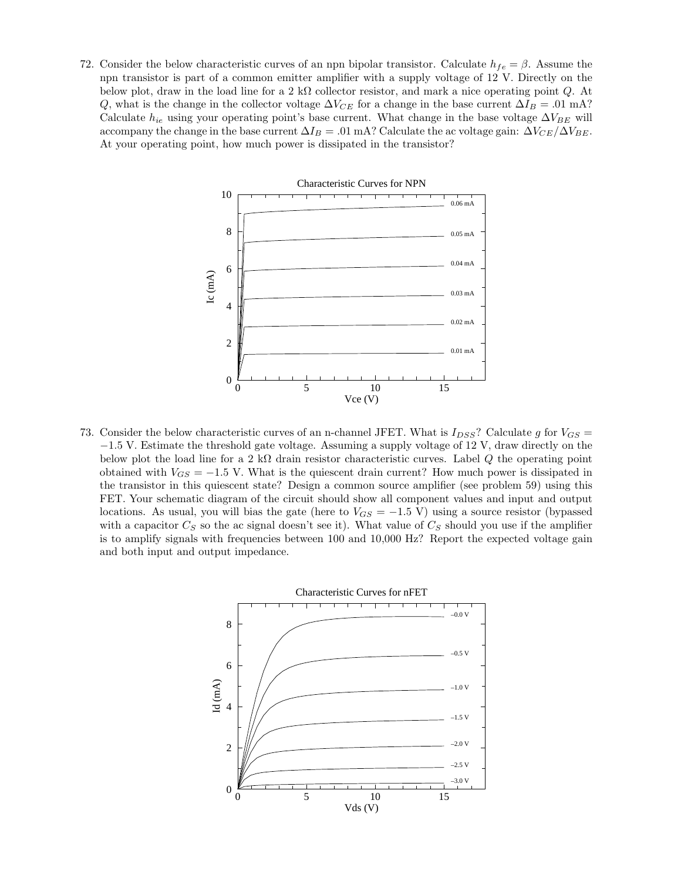72. Consider the below characteristic curves of an npn bipolar transistor. Calculate $h_{fe} = \beta$. Assume the npn transistor is part of a common emitter amplifier with a supply voltage of 12 V. Directly on the below plot, draw in the load line for a 2 k$\Omega$ collector resistor, and mark a nice operating point $Q$. At $Q$, what is the change in the collector voltage $\Delta V_{CE}$ for a change in the base current $\Delta I_B = .01$ mA? Calculate $h_{ie}$ using your operating point's base current. What change in the base voltage $\Delta V_{BE}$ will accompany the change in the base current $\Delta I_B = .01$ mA? Calculate the ac voltage gain: $\Delta V_{CE}/\Delta V_{BE}$. At your operating point, how much power is dissipated in the transistor?

Characteristic Curves for NPN

73. Consider the below characteristic curves of an n-channel JFET. What is $I_{DSS}$? Calculate $g$ for $V_{GS} = -1.5$ V. Estimate the threshold gate voltage. Assuming a supply voltage of 12 V, draw directly on the below plot the load line for a 2 k$\Omega$ drain resistor characteristic curves. Label $Q$ the operating point obtained with $V_{GS} = -1.5$ V. What is the quiescent drain current? How much power is dissipated in the transistor in this quiescent state? Design a common source amplifier (see problem 59) using this FET. Your schematic diagram of the circuit should show all component values and input and output locations. As usual, you will bias the gate (here to $V_{GS} = -1.5$ V) using a source resistor (bypassed with a capacitor $C_S$ so the ac signal doesn't see it). What value of $C_S$ should you use if the amplifier is to amplify signals with frequencies between 100 and 10,000 Hz? Report the expected voltage gain and both input and output impedance.

Characteristic Curves for nFET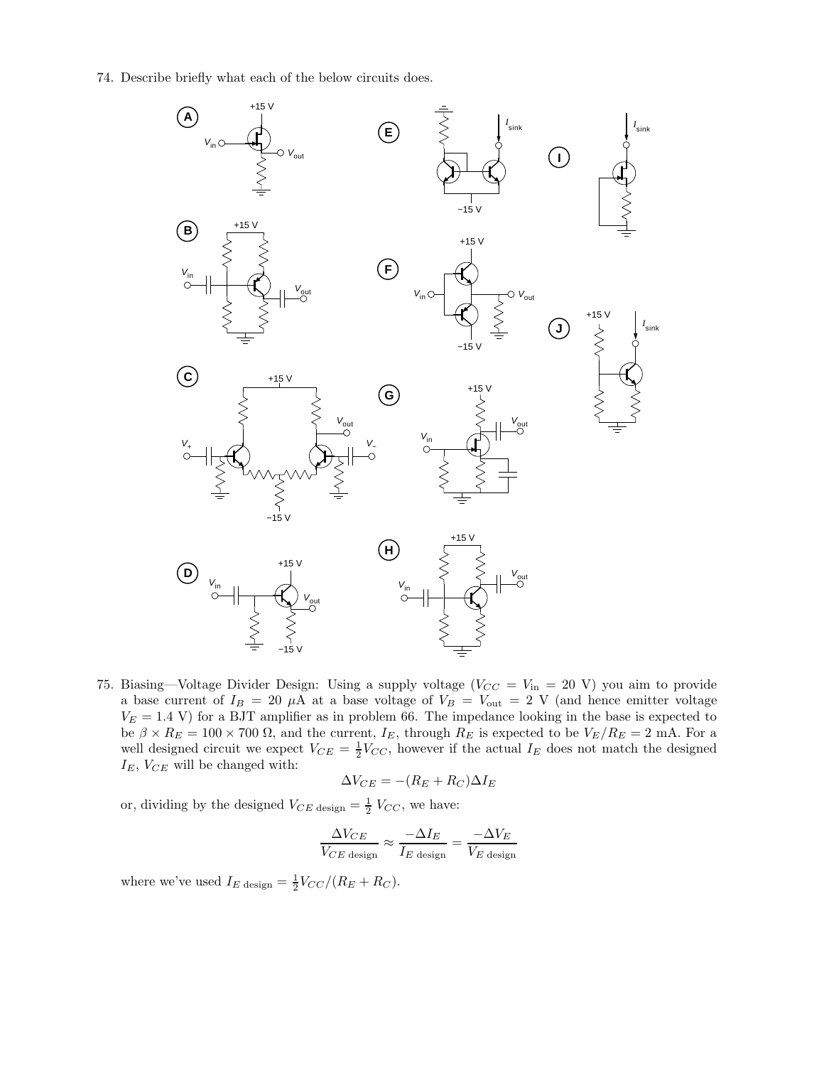74. Describe briefly what each of the below circuits does.

75. Biasing—Voltage Divider Design: Using a supply voltage ($V_{CC} = V_{\text{in}} = 20$ V) you aim to provide a base current of $I_B = 20\ \mu$A at a base voltage of $V_B = V_{\text{out}} = 2$ V (and hence emitter voltage $V_E = 1.4$ V) for a BJT amplifier as in problem 66. The impedance looking in the base is expected to be $\beta \times R_E = 100 \times 700\ \Omega$, and the current, $I_E$, through $R_E$ is expected to be $V_E/R_E = 2$ mA. For a well designed circuit we expect $V_{CE} = \frac{1}{2}V_{CC}$, however if the actual $I_E$ does not match the designed $I_E$, $V_{CE}$ will be changed with:

$$\Delta V_{CE} = -(R_E + R_C)\Delta I_E$$

or, dividing by the designed $V_{CE\text{ design}} = \frac{1}{2}\ V_{CC}$, we have:

$$\frac{\Delta V_{CE}}{V_{CE\text{ design}}} \approx \frac{-\Delta I_E}{I_{E\text{ design}}} = \frac{-\Delta V_E}{V_{E\text{ design}}}$$

where we've used $I_{E\text{ design}} = \frac{1}{2}V_{CC}/(R_E + R_C)$.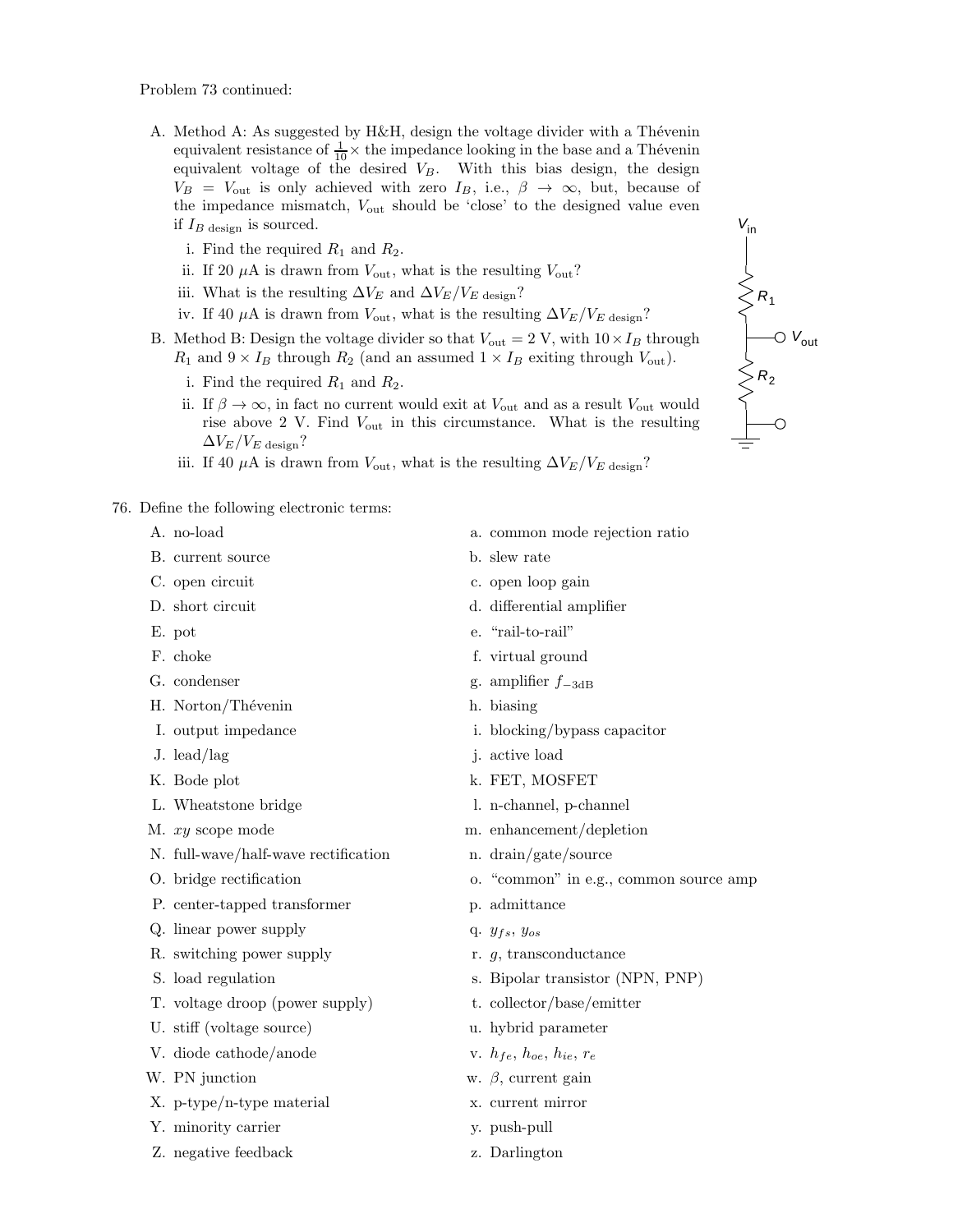Problem 73 continued:

A. Method A: As suggested by H&H, design the voltage divider with a Thévenin equivalent resistance of $\frac{1}{10}\times$ the impedance looking in the base and a Thévenin equivalent voltage of the desired $V_B$. With this bias design, the design $V_B = V_{\text{out}}$ is only achieved with zero $I_B$, i.e., $\beta \to \infty$, but, because of the impedance mismatch, $V_{\text{out}}$ should be 'close' to the designed value even if $I_{B\text{ design}}$ is sourced.

   i. Find the required $R_1$ and $R_2$.

   ii. If 20 $\mu$A is drawn from $V_{\text{out}}$, what is the resulting $V_{\text{out}}$?

   iii. What is the resulting $\Delta V_E$ and $\Delta V_E/V_{E\text{ design}}$?

   iv. If 40 $\mu$A is drawn from $V_{\text{out}}$, what is the resulting $\Delta V_E/V_{E\text{ design}}$?

B. Method B: Design the voltage divider so that $V_{\text{out}} = 2$ V, with $10 \times I_B$ through $R_1$ and $9 \times I_B$ through $R_2$ (and an assumed $1 \times I_B$ exiting through $V_{\text{out}}$).

   i. Find the required $R_1$ and $R_2$.

   ii. If $\beta \to \infty$, in fact no current would exit at $V_{\text{out}}$ and as a result $V_{\text{out}}$ would rise above 2 V. Find $V_{\text{out}}$ in this circumstance. What is the resulting $\Delta V_E/V_{E\text{ design}}$?

   iii. If 40 $\mu$A is drawn from $V_{\text{out}}$, what is the resulting $\Delta V_E/V_{E\text{ design}}$?

$V_{\text{in}}$

$R_1$

$V_{\text{out}}$

$R_2$

76. Define the following electronic terms:

A. no-load

B. current source

C. open circuit

D. short circuit

E. pot

F. choke

G. condenser

H. Norton/Thévenin

I. output impedance

J. lead/lag

K. Bode plot

L. Wheatstone bridge

M. *xy* scope mode

N. full-wave/half-wave rectification

O. bridge rectification

P. center-tapped transformer

Q. linear power supply

R. switching power supply

S. load regulation

T. voltage droop (power supply)

U. stiff (voltage source)

V. diode cathode/anode

W. PN junction

X. p-type/n-type material

Y. minority carrier

Z. negative feedback

a. common mode rejection ratio

b. slew rate

c. open loop gain

d. differential amplifier

e. "rail-to-rail"

f. virtual ground

g. amplifier $f_{-3\text{dB}}$

h. biasing

i. blocking/bypass capacitor

j. active load

k. FET, MOSFET

l. n-channel, p-channel

m. enhancement/depletion

n. drain/gate/source

o. "common" in e.g., common source amp

p. admittance

q. $y_{fs}$, $y_{os}$

r. $g$, transconductance

s. Bipolar transistor (NPN, PNP)

t. collector/base/emitter

u. hybrid parameter

v. $h_{fe}$, $h_{oe}$, $h_{ie}$, $r_e$

w. $\beta$, current gain

x. current mirror

y. push-pull

z. Darlington